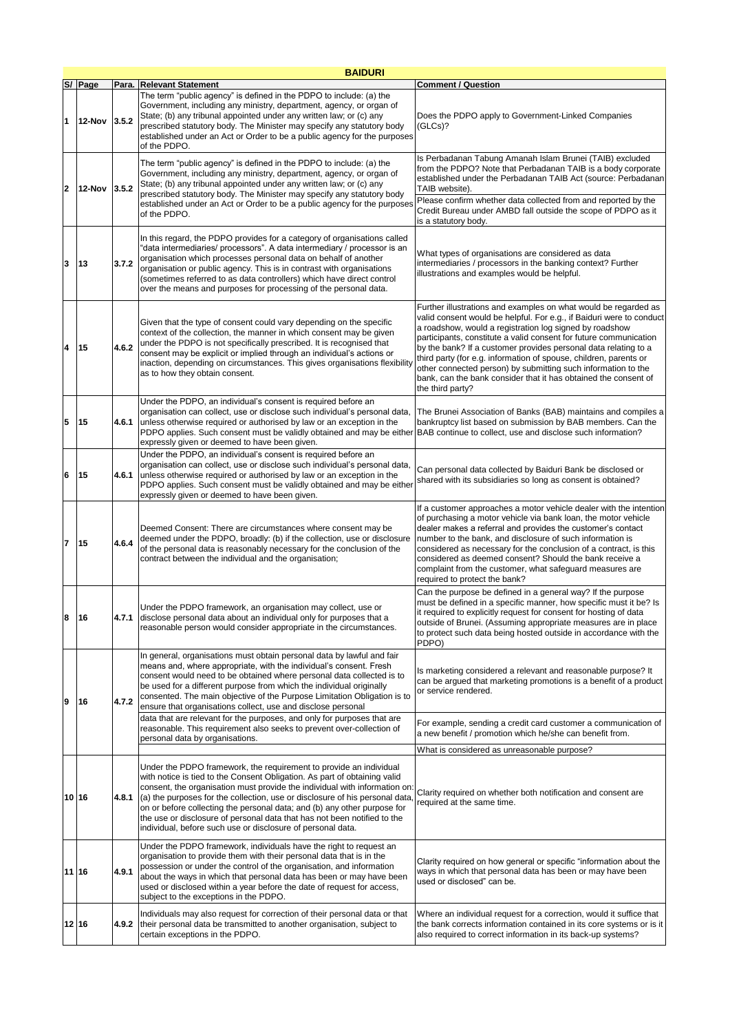| BAIDURI | | | | |
|---|---|---|---|---|
| **S/** | **Page** | **Para.** | **Relevant Statement** | **Comment / Question** |
| 1 | 12-Nov | 3.5.2 | The term "public agency" is defined in the PDPO to include: (a) the Government, including any ministry, department, agency, or organ of State; (b) any tribunal appointed under any written law; or (c) any prescribed statutory body. The Minister may specify any statutory body established under an Act or Order to be a public agency for the purposes of the PDPO. | Does the PDPO apply to Government-Linked Companies (GLCs)? |
| 2 | 12-Nov | 3.5.2 | The term "public agency" is defined in the PDPO to include: (a) the Government, including any ministry, department, agency, or organ of State; (b) any tribunal appointed under any written law; or (c) any prescribed statutory body. The Minister may specify any statutory body established under an Act or Order to be a public agency for the purposes of the PDPO. | Is Perbadanan Tabung Amanah Islam Brunei (TAIB) excluded from the PDPO? Note that Perbadanan TAIB is a body corporate established under the Perbadanan TAIB Act (source: Perbadanan TAIB website).<br>Please confirm whether data collected from and reported by the Credit Bureau under AMBD fall outside the scope of PDPO as it is a statutory body. |
| 3 | 13 | 3.7.2 | In this regard, the PDPO provides for a category of organisations called "data intermediaries/ processors". A data intermediary / processor is an organisation which processes personal data on behalf of another organisation or public agency. This is in contrast with organisations (sometimes referred to as data controllers) which have direct control over the means and purposes for processing of the personal data. | What types of organisations are considered as data intermediaries / processors in the banking context? Further illustrations and examples would be helpful. |
| 4 | 15 | 4.6.2 | Given that the type of consent could vary depending on the specific context of the collection, the manner in which consent may be given under the PDPO is not specifically prescribed. It is recognised that consent may be explicit or implied through an individual's actions or inaction, depending on circumstances. This gives organisations flexibility as to how they obtain consent. | Further illustrations and examples on what would be regarded as valid consent would be helpful. For e.g., if Baiduri were to conduct a roadshow, would a registration log signed by roadshow participants, constitute a valid consent for future communication by the bank? If a customer provides personal data relating to a third party (for e.g. information of spouse, children, parents or other connected person) by submitting such information to the bank, can the bank consider that it has obtained the consent of the third party? |
| 5 | 15 | 4.6.1 | Under the PDPO, an individual's consent is required before an organisation can collect, use or disclose such individual's personal data, unless otherwise required or authorised by law or an exception in the PDPO applies. Such consent must be validly obtained and may be either expressly given or deemed to have been given. | The Brunei Association of Banks (BAB) maintains and compiles a bankruptcy list based on submission by BAB members. Can the BAB continue to collect, use and disclose such information? |
| 6 | 15 | 4.6.1 | Under the PDPO, an individual's consent is required before an organisation can collect, use or disclose such individual's personal data, unless otherwise required or authorised by law or an exception in the PDPO applies. Such consent must be validly obtained and may be either expressly given or deemed to have been given. | Can personal data collected by Baiduri Bank be disclosed or shared with its subsidiaries so long as consent is obtained? |
| 7 | 15 | 4.6.4 | Deemed Consent: There are circumstances where consent may be deemed under the PDPO, broadly: (b) if the collection, use or disclosure of the personal data is reasonably necessary for the conclusion of the contract between the individual and the organisation; | If a customer approaches a motor vehicle dealer with the intention of purchasing a motor vehicle via bank loan, the motor vehicle dealer makes a referral and provides the customer's contact number to the bank, and disclosure of such information is considered as necessary for the conclusion of a contract, is this considered as deemed consent? Should the bank receive a complaint from the customer, what safeguard measures are required to protect the bank? |
| 8 | 16 | 4.7.1 | Under the PDPO framework, an organisation may collect, use or disclose personal data about an individual only for purposes that a reasonable person would consider appropriate in the circumstances. | Can the purpose be defined in a general way? If the purpose must be defined in a specific manner, how specific must it be? Is it required to explicitly request for consent for hosting of data outside of Brunei. (Assuming appropriate measures are in place to protect such data being hosted outside in accordance with the PDPO) |
| 9 | 16 | 4.7.2 | In general, organisations must obtain personal data by lawful and fair means and, where appropriate, with the individual's consent. Fresh consent would need to be obtained where personal data collected is to be used for a different purpose from which the individual originally consented. The main objective of the Purpose Limitation Obligation is to ensure that organisations collect, use and disclose personal data that are relevant for the purposes, and only for purposes that are reasonable. This requirement also seeks to prevent over-collection of personal data by organisations. | Is marketing considered a relevant and reasonable purpose? It can be argued that marketing promotions is a benefit of a product or service rendered.<br>For example, sending a credit card customer a communication of a new benefit / promotion which he/she can benefit from.<br>What is considered as unreasonable purpose? |
| 10 | 16 | 4.8.1 | Under the PDPO framework, the requirement to provide an individual with notice is tied to the Consent Obligation. As part of obtaining valid consent, the organisation must provide the individual with information on: (a) the purposes for the collection, use or disclosure of his personal data, on or before collecting the personal data; and (b) any other purpose for the use or disclosure of personal data that has not been notified to the individual, before such use or disclosure of personal data. | Clarity required on whether both notification and consent are required at the same time. |
| 11 | 16 | 4.9.1 | Under the PDPO framework, individuals have the right to request an organisation to provide them with their personal data that is in the possession or under the control of the organisation, and information about the ways in which that personal data has been or may have been used or disclosed within a year before the date of request for access, subject to the exceptions in the PDPO. | Clarity required on how general or specific "information about the ways in which that personal data has been or may have been used or disclosed" can be. |
| 12 | 16 | 4.9.2 | Individuals may also request for correction of their personal data or that their personal data be transmitted to another organisation, subject to certain exceptions in the PDPO. | Where an individual request for a correction, would it suffice that the bank corrects information contained in its core systems or is it also required to correct information in its back-up systems? |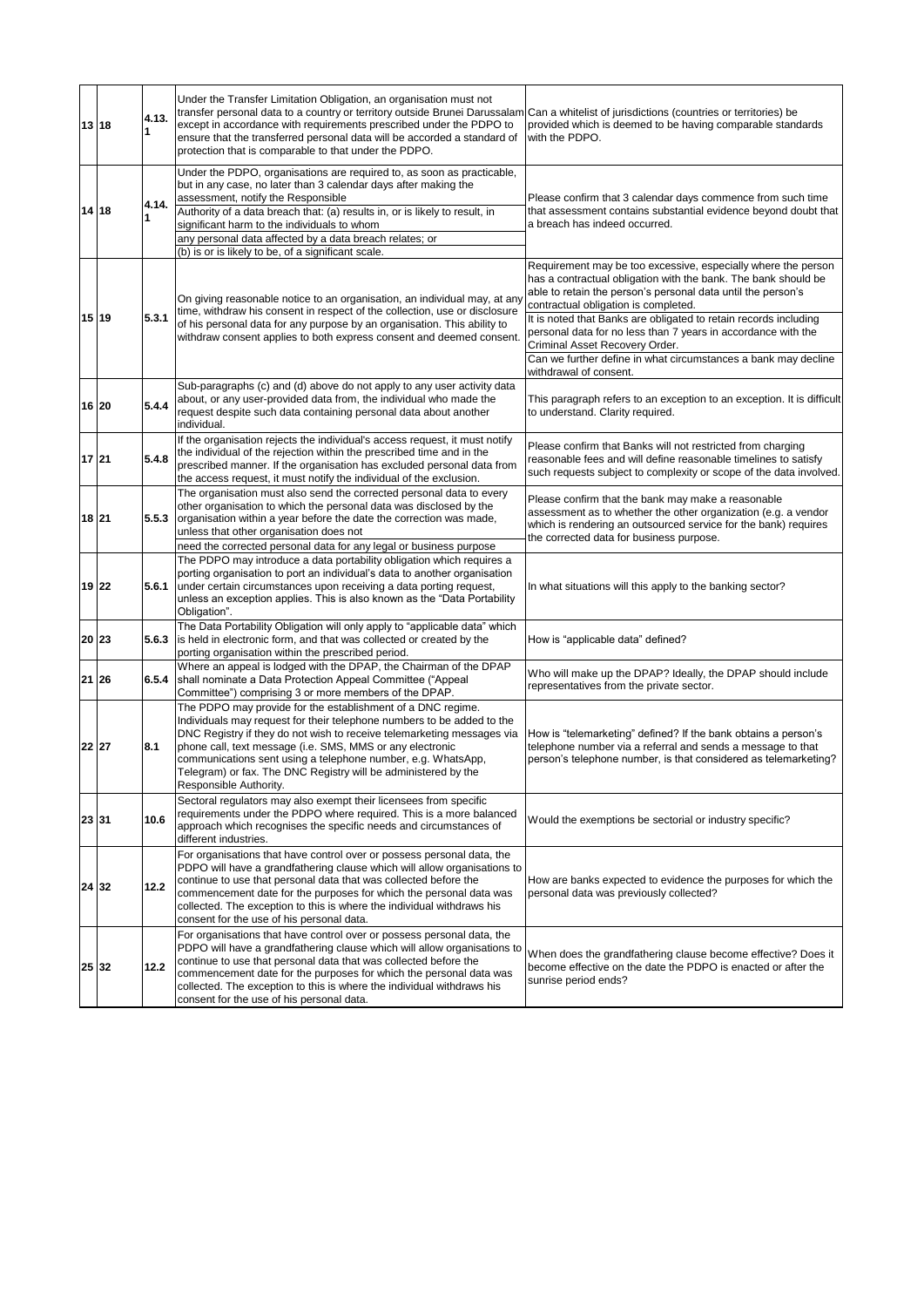| | | | | |
|---|---|---|---|---|
| 13 | 18 | 4.13.1 | Under the Transfer Limitation Obligation, an organisation must not transfer personal data to a country or territory outside Brunei Darussalam except in accordance with requirements prescribed under the PDPO to ensure that the transferred personal data will be accorded a standard of protection that is comparable to that under the PDPO. | Can a whitelist of jurisdictions (countries or territories) be provided which is deemed to be having comparable standards with the PDPO. |
| 14 | 18 | 4.14.1 | Under the PDPO, organisations are required to, as soon as practicable, but in any case, no later than 3 calendar days after making the assessment, notify the Responsible Authority of a data breach that: (a) results in, or is likely to result, in significant harm to the individuals to whom any personal data affected by a data breach relates; or (b) is or is likely to be, of a significant scale. | Please confirm that 3 calendar days commence from such time that assessment contains substantial evidence beyond doubt that a breach has indeed occurred. |
| 15 | 19 | 5.3.1 | On giving reasonable notice to an organisation, an individual may, at any time, withdraw his consent in respect of the collection, use or disclosure of his personal data for any purpose by an organisation. This ability to withdraw consent applies to both express consent and deemed consent. | Requirement may be too excessive, especially where the person has a contractual obligation with the bank. The bank should be able to retain the person's personal data until the person's contractual obligation is completed. It is noted that Banks are obligated to retain records including personal data for no less than 7 years in accordance with the Criminal Asset Recovery Order. Can we further define in what circumstances a bank may decline withdrawal of consent. |
| 16 | 20 | 5.4.4 | Sub-paragraphs (c) and (d) above do not apply to any user activity data about, or any user-provided data from, the individual who made the request despite such data containing personal data about another individual. | This paragraph refers to an exception to an exception. It is difficult to understand. Clarity required. |
| 17 | 21 | 5.4.8 | If the organisation rejects the individual's access request, it must notify the individual of the rejection within the prescribed time and in the prescribed manner. If the organisation has excluded personal data from the access request, it must notify the individual of the exclusion. | Please confirm that Banks will not restricted from charging reasonable fees and will define reasonable timelines to satisfy such requests subject to complexity or scope of the data involved. |
| 18 | 21 | 5.5.3 | The organisation must also send the corrected personal data to every other organisation to which the personal data was disclosed by the organisation within a year before the date the correction was made, unless that other organisation does not need the corrected personal data for any legal or business purpose | Please confirm that the bank may make a reasonable assessment as to whether the other organization (e.g. a vendor which is rendering an outsourced service for the bank) requires the corrected data for business purpose. |
| 19 | 22 | 5.6.1 | The PDPO may introduce a data portability obligation which requires a porting organisation to port an individual's data to another organisation under certain circumstances upon receiving a data porting request, unless an exception applies. This is also known as the "Data Portability Obligation". | In what situations will this apply to the banking sector? |
| 20 | 23 | 5.6.3 | The Data Portability Obligation will only apply to "applicable data" which is held in electronic form, and that was collected or created by the porting organisation within the prescribed period. | How is "applicable data" defined? |
| 21 | 26 | 6.5.4 | Where an appeal is lodged with the DPAP, the Chairman of the DPAP shall nominate a Data Protection Appeal Committee ("Appeal Committee") comprising 3 or more members of the DPAP. | Who will make up the DPAP? Ideally, the DPAP should include representatives from the private sector. |
| 22 | 27 | 8.1 | The PDPO may provide for the establishment of a DNC regime. Individuals may request for their telephone numbers to be added to the DNC Registry if they do not wish to receive telemarketing messages via phone call, text message (i.e. SMS, MMS or any electronic communications sent using a telephone number, e.g. WhatsApp, Telegram) or fax. The DNC Registry will be administered by the Responsible Authority. | How is "telemarketing" defined? If the bank obtains a person's telephone number via a referral and sends a message to that person's telephone number, is that considered as telemarketing? |
| 23 | 31 | 10.6 | Sectoral regulators may also exempt their licensees from specific requirements under the PDPO where required. This is a more balanced approach which recognises the specific needs and circumstances of different industries. | Would the exemptions be sectorial or industry specific? |
| 24 | 32 | 12.2 | For organisations that have control over or possess personal data, the PDPO will have a grandfathering clause which will allow organisations to continue to use that personal data that was collected before the commencement date for the purposes for which the personal data was collected. The exception to this is where the individual withdraws his consent for the use of his personal data. | How are banks expected to evidence the purposes for which the personal data was previously collected? |
| 25 | 32 | 12.2 | For organisations that have control over or possess personal data, the PDPO will have a grandfathering clause which will allow organisations to continue to use that personal data that was collected before the commencement date for the purposes for which the personal data was collected. The exception to this is where the individual withdraws his consent for the use of his personal data. | When does the grandfathering clause become effective? Does it become effective on the date the PDPO is enacted or after the sunrise period ends? |